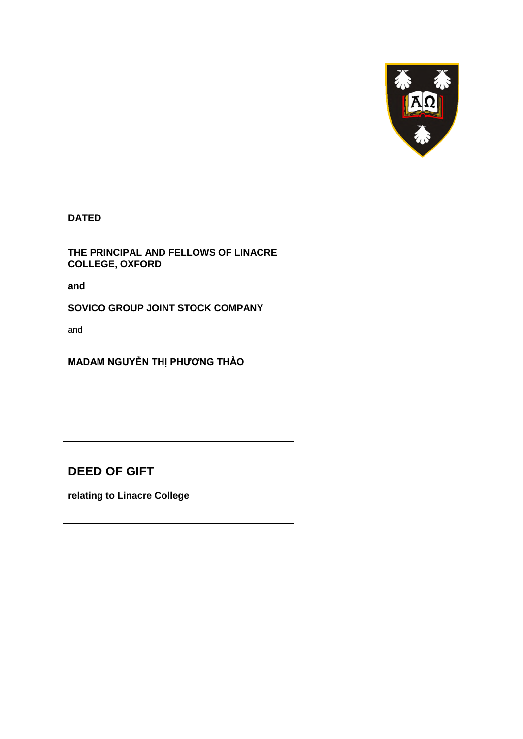**DATED**

---

**THE PRINCIPAL AND FELLOWS OF LINACRE COLLEGE, OXFORD**

**and**

**SOVICO GROUP JOINT STOCK COMPANY**

and

**MADAM NGUYỄN THỊ PHƯƠNG THẢO**

---

# DEED OF GIFT

**relating to Linacre College**

---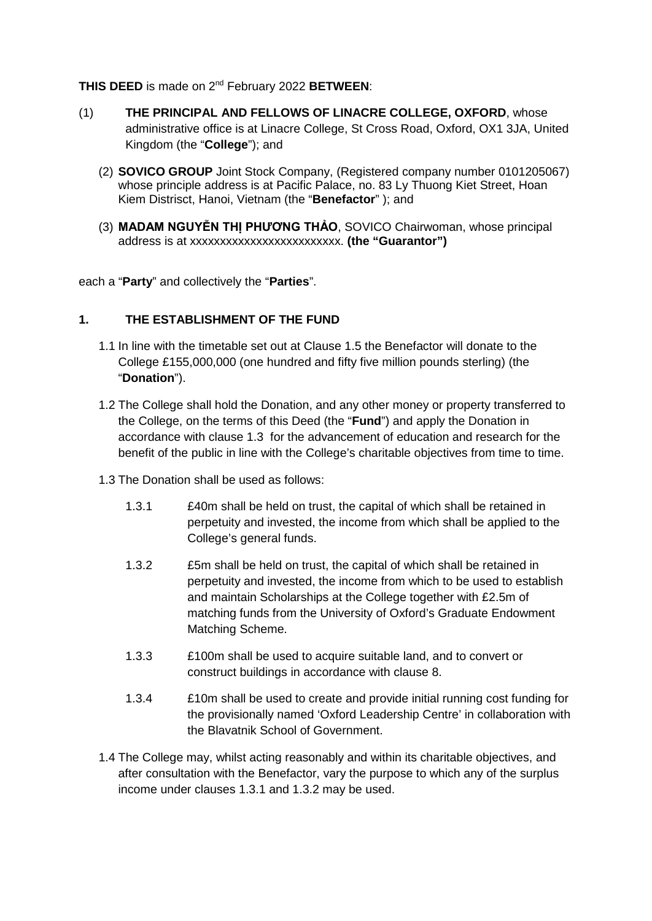**THIS DEED** is made on 2nd February 2022 **BETWEEN**:

(1) **THE PRINCIPAL AND FELLOWS OF LINACRE COLLEGE, OXFORD**, whose administrative office is at Linacre College, St Cross Road, Oxford, OX1 3JA, United Kingdom (the "**College**"); and

(2) **SOVICO GROUP** Joint Stock Company, (Registered company number 0101205067) whose principle address is at Pacific Palace, no. 83 Ly Thuong Kiet Street, Hoan Kiem Distrisct, Hanoi, Vietnam (the "**Benefactor**" ); and

(3) **MADAM NGUYỄN THỊ PHƯƠNG THẢO**, SOVICO Chairwoman, whose principal address is at xxxxxxxxxxxxxxxxxxxxxxxxx. **(the "Guarantor")**

each a "**Party**" and collectively the "**Parties**".

## 1. THE ESTABLISHMENT OF THE FUND

1.1 In line with the timetable set out at Clause 1.5 the Benefactor will donate to the College £155,000,000 (one hundred and fifty five million pounds sterling) (the "**Donation**").

1.2 The College shall hold the Donation, and any other money or property transferred to the College, on the terms of this Deed (the "**Fund**") and apply the Donation in accordance with clause 1.3 for the advancement of education and research for the benefit of the public in line with the College's charitable objectives from time to time.

1.3 The Donation shall be used as follows:

1.3.1 £40m shall be held on trust, the capital of which shall be retained in perpetuity and invested, the income from which shall be applied to the College's general funds.

1.3.2 £5m shall be held on trust, the capital of which shall be retained in perpetuity and invested, the income from which to be used to establish and maintain Scholarships at the College together with £2.5m of matching funds from the University of Oxford's Graduate Endowment Matching Scheme.

1.3.3 £100m shall be used to acquire suitable land, and to convert or construct buildings in accordance with clause 8.

1.3.4 £10m shall be used to create and provide initial running cost funding for the provisionally named 'Oxford Leadership Centre' in collaboration with the Blavatnik School of Government.

1.4 The College may, whilst acting reasonably and within its charitable objectives, and after consultation with the Benefactor, vary the purpose to which any of the surplus income under clauses 1.3.1 and 1.3.2 may be used.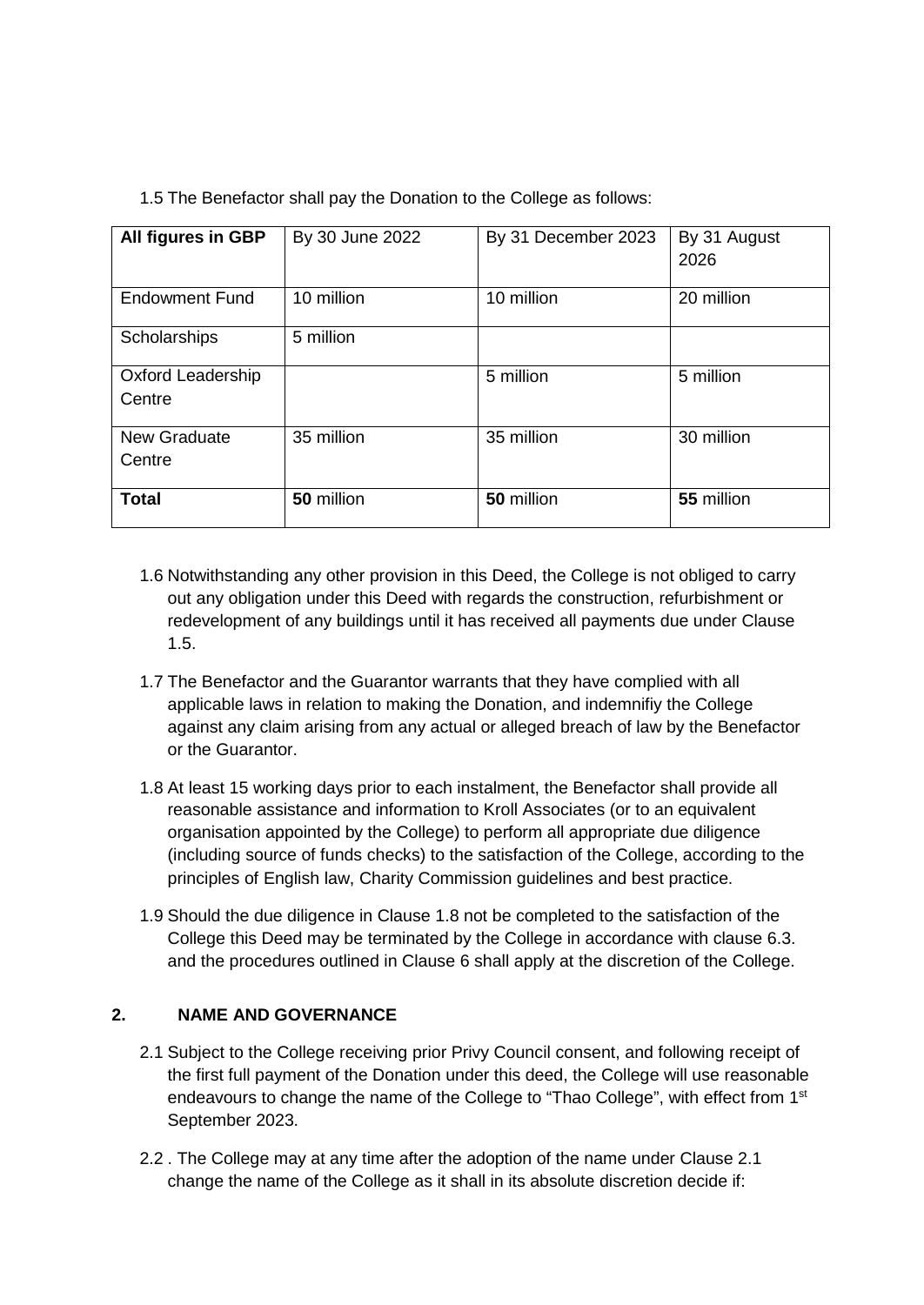1.5 The Benefactor shall pay the Donation to the College as follows:

| **All figures in GBP** | By 30 June 2022 | By 31 December 2023 | By 31 August 2026 |
|---|---|---|---|
| Endowment Fund | 10 million | 10 million | 20 million |
| Scholarships | 5 million | | |
| Oxford Leadership Centre | | 5 million | 5 million |
| New Graduate Centre | 35 million | 35 million | 30 million |
| **Total** | **50** million | **50** million | **55** million |

1.6 Notwithstanding any other provision in this Deed, the College is not obliged to carry out any obligation under this Deed with regards the construction, refurbishment or redevelopment of any buildings until it has received all payments due under Clause 1.5.

1.7 The Benefactor and the Guarantor warrants that they have complied with all applicable laws in relation to making the Donation, and indemnifiy the College against any claim arising from any actual or alleged breach of law by the Benefactor or the Guarantor.

1.8 At least 15 working days prior to each instalment, the Benefactor shall provide all reasonable assistance and information to Kroll Associates (or to an equivalent organisation appointed by the College) to perform all appropriate due diligence (including source of funds checks) to the satisfaction of the College, according to the principles of English law, Charity Commission guidelines and best practice.

1.9 Should the due diligence in Clause 1.8 not be completed to the satisfaction of the College this Deed may be terminated by the College in accordance with clause 6.3. and the procedures outlined in Clause 6 shall apply at the discretion of the College.

## 2. NAME AND GOVERNANCE

2.1 Subject to the College receiving prior Privy Council consent, and following receipt of the first full payment of the Donation under this deed, the College will use reasonable endeavours to change the name of the College to "Thao College", with effect from 1st September 2023.

2.2 . The College may at any time after the adoption of the name under Clause 2.1 change the name of the College as it shall in its absolute discretion decide if: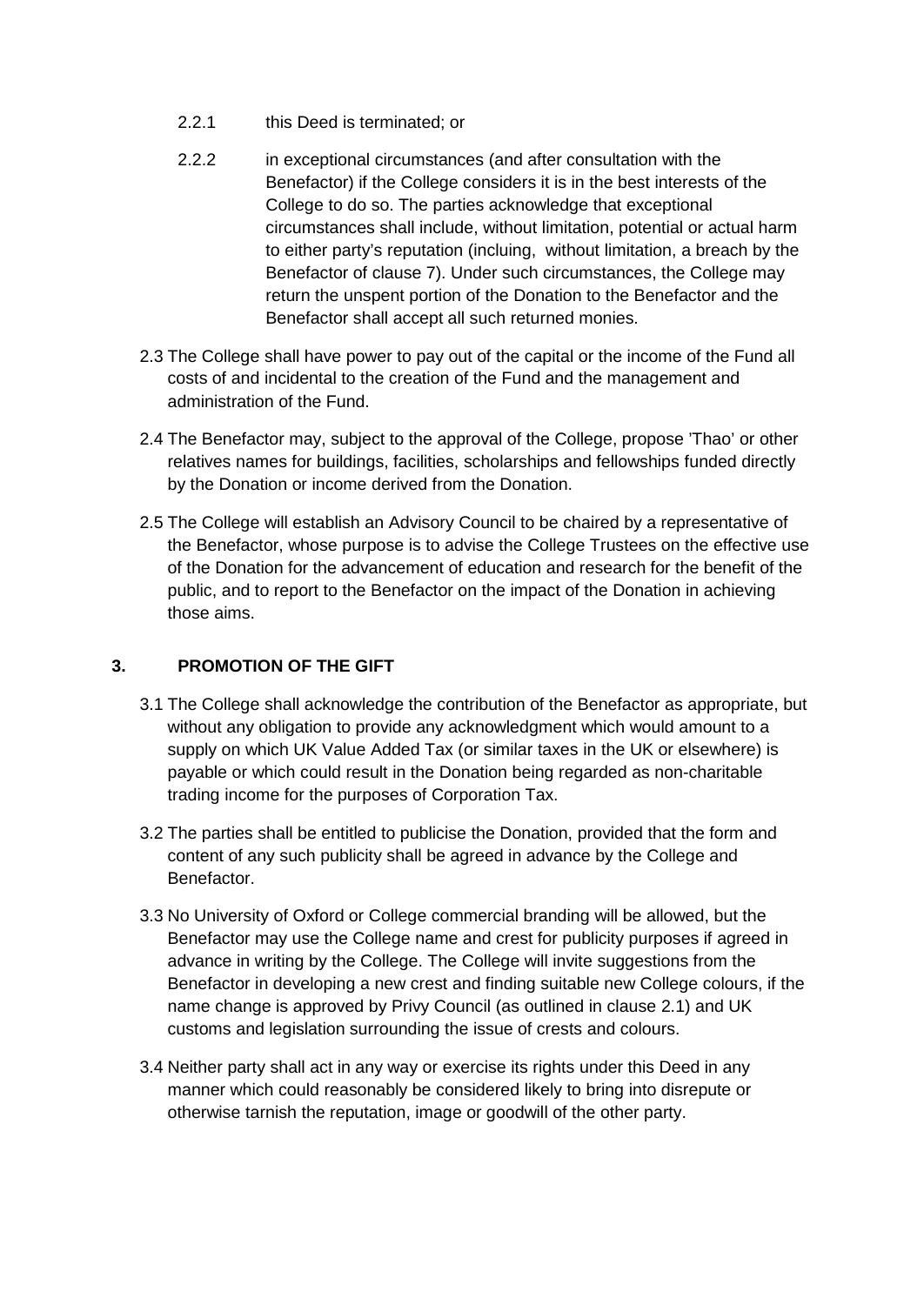2.2.1 this Deed is terminated; or

2.2.2 in exceptional circumstances (and after consultation with the Benefactor) if the College considers it is in the best interests of the College to do so. The parties acknowledge that exceptional circumstances shall include, without limitation, potential or actual harm to either party's reputation (incluing, without limitation, a breach by the Benefactor of clause 7). Under such circumstances, the College may return the unspent portion of the Donation to the Benefactor and the Benefactor shall accept all such returned monies.

2.3 The College shall have power to pay out of the capital or the income of the Fund all costs of and incidental to the creation of the Fund and the management and administration of the Fund.

2.4 The Benefactor may, subject to the approval of the College, propose 'Thao' or other relatives names for buildings, facilities, scholarships and fellowships funded directly by the Donation or income derived from the Donation.

2.5 The College will establish an Advisory Council to be chaired by a representative of the Benefactor, whose purpose is to advise the College Trustees on the effective use of the Donation for the advancement of education and research for the benefit of the public, and to report to the Benefactor on the impact of the Donation in achieving those aims.

## 3. PROMOTION OF THE GIFT

3.1 The College shall acknowledge the contribution of the Benefactor as appropriate, but without any obligation to provide any acknowledgment which would amount to a supply on which UK Value Added Tax (or similar taxes in the UK or elsewhere) is payable or which could result in the Donation being regarded as non-charitable trading income for the purposes of Corporation Tax.

3.2 The parties shall be entitled to publicise the Donation, provided that the form and content of any such publicity shall be agreed in advance by the College and Benefactor.

3.3 No University of Oxford or College commercial branding will be allowed, but the Benefactor may use the College name and crest for publicity purposes if agreed in advance in writing by the College. The College will invite suggestions from the Benefactor in developing a new crest and finding suitable new College colours, if the name change is approved by Privy Council (as outlined in clause 2.1) and UK customs and legislation surrounding the issue of crests and colours.

3.4 Neither party shall act in any way or exercise its rights under this Deed in any manner which could reasonably be considered likely to bring into disrepute or otherwise tarnish the reputation, image or goodwill of the other party.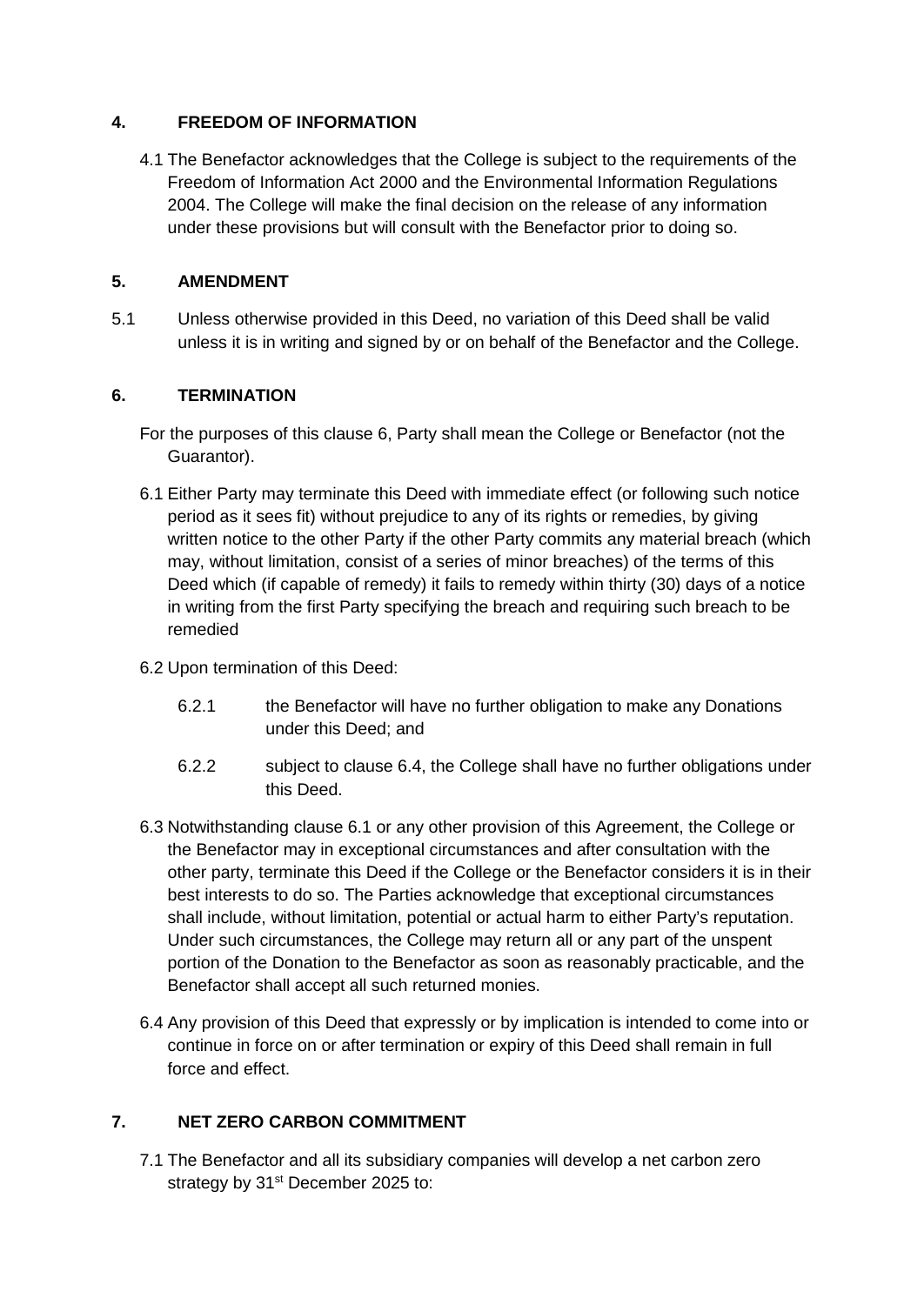## 4. FREEDOM OF INFORMATION

4.1 The Benefactor acknowledges that the College is subject to the requirements of the Freedom of Information Act 2000 and the Environmental Information Regulations 2004. The College will make the final decision on the release of any information under these provisions but will consult with the Benefactor prior to doing so.

## 5. AMENDMENT

5.1 Unless otherwise provided in this Deed, no variation of this Deed shall be valid unless it is in writing and signed by or on behalf of the Benefactor and the College.

## 6. TERMINATION

For the purposes of this clause 6, Party shall mean the College or Benefactor (not the Guarantor).

6.1 Either Party may terminate this Deed with immediate effect (or following such notice period as it sees fit) without prejudice to any of its rights or remedies, by giving written notice to the other Party if the other Party commits any material breach (which may, without limitation, consist of a series of minor breaches) of the terms of this Deed which (if capable of remedy) it fails to remedy within thirty (30) days of a notice in writing from the first Party specifying the breach and requiring such breach to be remedied

6.2 Upon termination of this Deed:

6.2.1 the Benefactor will have no further obligation to make any Donations under this Deed; and

6.2.2 subject to clause 6.4, the College shall have no further obligations under this Deed.

6.3 Notwithstanding clause 6.1 or any other provision of this Agreement, the College or the Benefactor may in exceptional circumstances and after consultation with the other party, terminate this Deed if the College or the Benefactor considers it is in their best interests to do so. The Parties acknowledge that exceptional circumstances shall include, without limitation, potential or actual harm to either Party's reputation. Under such circumstances, the College may return all or any part of the unspent portion of the Donation to the Benefactor as soon as reasonably practicable, and the Benefactor shall accept all such returned monies.

6.4 Any provision of this Deed that expressly or by implication is intended to come into or continue in force on or after termination or expiry of this Deed shall remain in full force and effect.

## 7. NET ZERO CARBON COMMITMENT

7.1 The Benefactor and all its subsidiary companies will develop a net carbon zero strategy by 31st December 2025 to: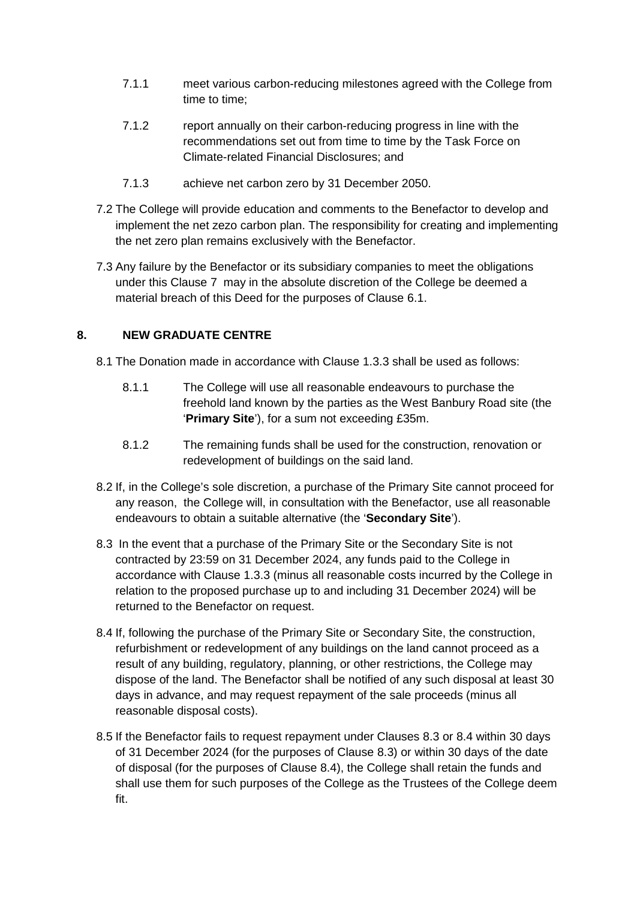7.1.1 meet various carbon-reducing milestones agreed with the College from time to time;

7.1.2 report annually on their carbon-reducing progress in line with the recommendations set out from time to time by the Task Force on Climate-related Financial Disclosures; and

7.1.3 achieve net carbon zero by 31 December 2050.

7.2 The College will provide education and comments to the Benefactor to develop and implement the net zezo carbon plan. The responsibility for creating and implementing the net zero plan remains exclusively with the Benefactor.

7.3 Any failure by the Benefactor or its subsidiary companies to meet the obligations under this Clause 7 may in the absolute discretion of the College be deemed a material breach of this Deed for the purposes of Clause 6.1.

## 8. NEW GRADUATE CENTRE

8.1 The Donation made in accordance with Clause 1.3.3 shall be used as follows:

8.1.1 The College will use all reasonable endeavours to purchase the freehold land known by the parties as the West Banbury Road site (the '**Primary Site**'), for a sum not exceeding £35m.

8.1.2 The remaining funds shall be used for the construction, renovation or redevelopment of buildings on the said land.

8.2 If, in the College's sole discretion, a purchase of the Primary Site cannot proceed for any reason, the College will, in consultation with the Benefactor, use all reasonable endeavours to obtain a suitable alternative (the '**Secondary Site**').

8.3 In the event that a purchase of the Primary Site or the Secondary Site is not contracted by 23:59 on 31 December 2024, any funds paid to the College in accordance with Clause 1.3.3 (minus all reasonable costs incurred by the College in relation to the proposed purchase up to and including 31 December 2024) will be returned to the Benefactor on request.

8.4 If, following the purchase of the Primary Site or Secondary Site, the construction, refurbishment or redevelopment of any buildings on the land cannot proceed as a result of any building, regulatory, planning, or other restrictions, the College may dispose of the land. The Benefactor shall be notified of any such disposal at least 30 days in advance, and may request repayment of the sale proceeds (minus all reasonable disposal costs).

8.5 If the Benefactor fails to request repayment under Clauses 8.3 or 8.4 within 30 days of 31 December 2024 (for the purposes of Clause 8.3) or within 30 days of the date of disposal (for the purposes of Clause 8.4), the College shall retain the funds and shall use them for such purposes of the College as the Trustees of the College deem fit.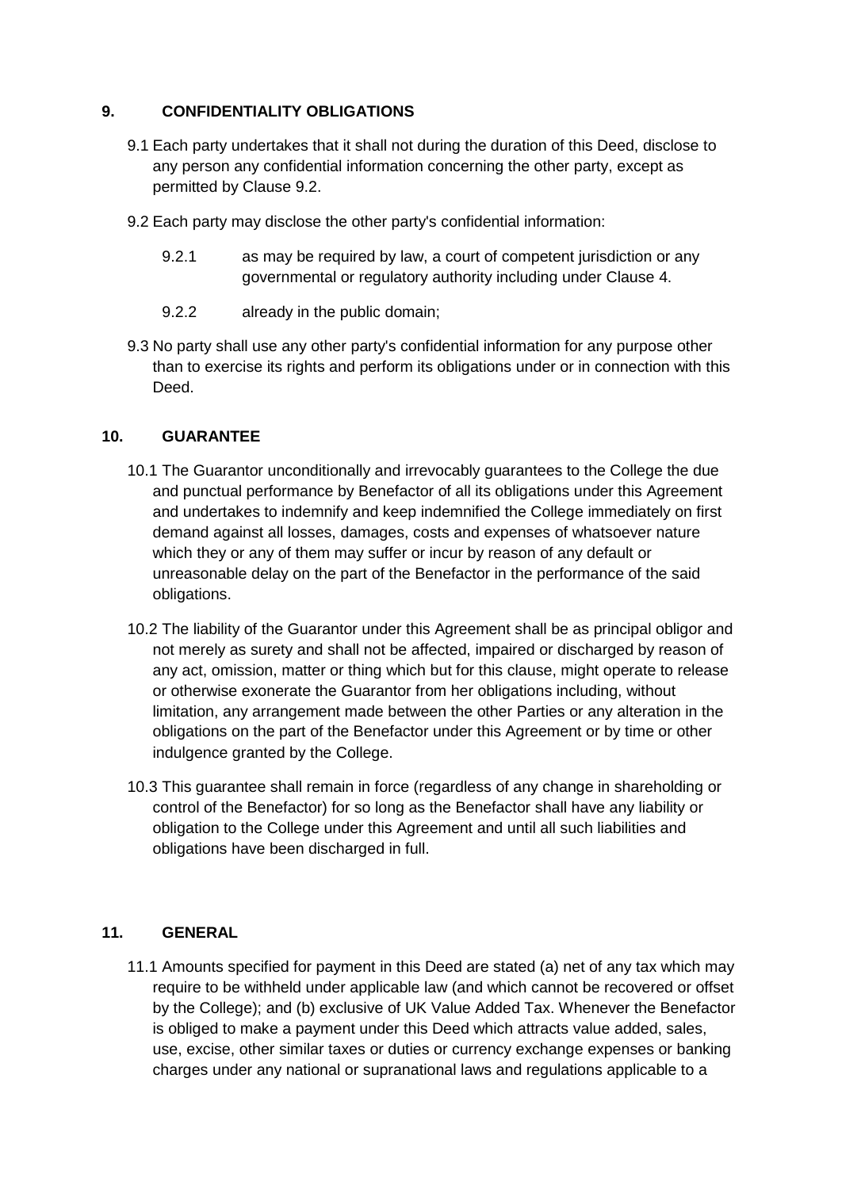## 9. CONFIDENTIALITY OBLIGATIONS

9.1 Each party undertakes that it shall not during the duration of this Deed, disclose to any person any confidential information concerning the other party, except as permitted by Clause 9.2.

9.2 Each party may disclose the other party's confidential information:

9.2.1 as may be required by law, a court of competent jurisdiction or any governmental or regulatory authority including under Clause 4.

9.2.2 already in the public domain;

9.3 No party shall use any other party's confidential information for any purpose other than to exercise its rights and perform its obligations under or in connection with this Deed.

## 10. GUARANTEE

10.1 The Guarantor unconditionally and irrevocably guarantees to the College the due and punctual performance by Benefactor of all its obligations under this Agreement and undertakes to indemnify and keep indemnified the College immediately on first demand against all losses, damages, costs and expenses of whatsoever nature which they or any of them may suffer or incur by reason of any default or unreasonable delay on the part of the Benefactor in the performance of the said obligations.

10.2 The liability of the Guarantor under this Agreement shall be as principal obligor and not merely as surety and shall not be affected, impaired or discharged by reason of any act, omission, matter or thing which but for this clause, might operate to release or otherwise exonerate the Guarantor from her obligations including, without limitation, any arrangement made between the other Parties or any alteration in the obligations on the part of the Benefactor under this Agreement or by time or other indulgence granted by the College.

10.3 This guarantee shall remain in force (regardless of any change in shareholding or control of the Benefactor) for so long as the Benefactor shall have any liability or obligation to the College under this Agreement and until all such liabilities and obligations have been discharged in full.

## 11. GENERAL

11.1 Amounts specified for payment in this Deed are stated (a) net of any tax which may require to be withheld under applicable law (and which cannot be recovered or offset by the College); and (b) exclusive of UK Value Added Tax. Whenever the Benefactor is obliged to make a payment under this Deed which attracts value added, sales, use, excise, other similar taxes or duties or currency exchange expenses or banking charges under any national or supranational laws and regulations applicable to a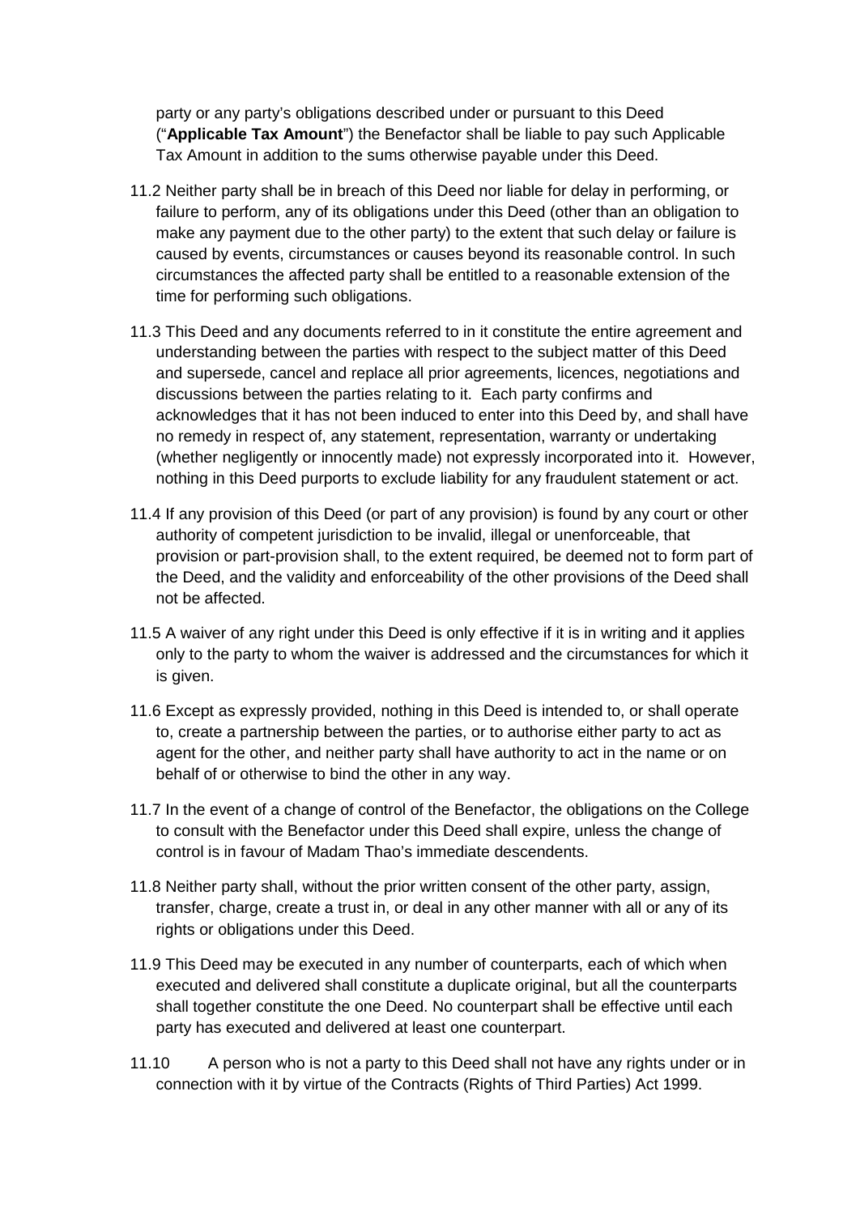party or any party's obligations described under or pursuant to this Deed ("**Applicable Tax Amount**") the Benefactor shall be liable to pay such Applicable Tax Amount in addition to the sums otherwise payable under this Deed.

11.2 Neither party shall be in breach of this Deed nor liable for delay in performing, or failure to perform, any of its obligations under this Deed (other than an obligation to make any payment due to the other party) to the extent that such delay or failure is caused by events, circumstances or causes beyond its reasonable control. In such circumstances the affected party shall be entitled to a reasonable extension of the time for performing such obligations.

11.3 This Deed and any documents referred to in it constitute the entire agreement and understanding between the parties with respect to the subject matter of this Deed and supersede, cancel and replace all prior agreements, licences, negotiations and discussions between the parties relating to it. Each party confirms and acknowledges that it has not been induced to enter into this Deed by, and shall have no remedy in respect of, any statement, representation, warranty or undertaking (whether negligently or innocently made) not expressly incorporated into it. However, nothing in this Deed purports to exclude liability for any fraudulent statement or act.

11.4 If any provision of this Deed (or part of any provision) is found by any court or other authority of competent jurisdiction to be invalid, illegal or unenforceable, that provision or part-provision shall, to the extent required, be deemed not to form part of the Deed, and the validity and enforceability of the other provisions of the Deed shall not be affected.

11.5 A waiver of any right under this Deed is only effective if it is in writing and it applies only to the party to whom the waiver is addressed and the circumstances for which it is given.

11.6 Except as expressly provided, nothing in this Deed is intended to, or shall operate to, create a partnership between the parties, or to authorise either party to act as agent for the other, and neither party shall have authority to act in the name or on behalf of or otherwise to bind the other in any way.

11.7 In the event of a change of control of the Benefactor, the obligations on the College to consult with the Benefactor under this Deed shall expire, unless the change of control is in favour of Madam Thao's immediate descendents.

11.8 Neither party shall, without the prior written consent of the other party, assign, transfer, charge, create a trust in, or deal in any other manner with all or any of its rights or obligations under this Deed.

11.9 This Deed may be executed in any number of counterparts, each of which when executed and delivered shall constitute a duplicate original, but all the counterparts shall together constitute the one Deed. No counterpart shall be effective until each party has executed and delivered at least one counterpart.

11.10 A person who is not a party to this Deed shall not have any rights under or in connection with it by virtue of the Contracts (Rights of Third Parties) Act 1999.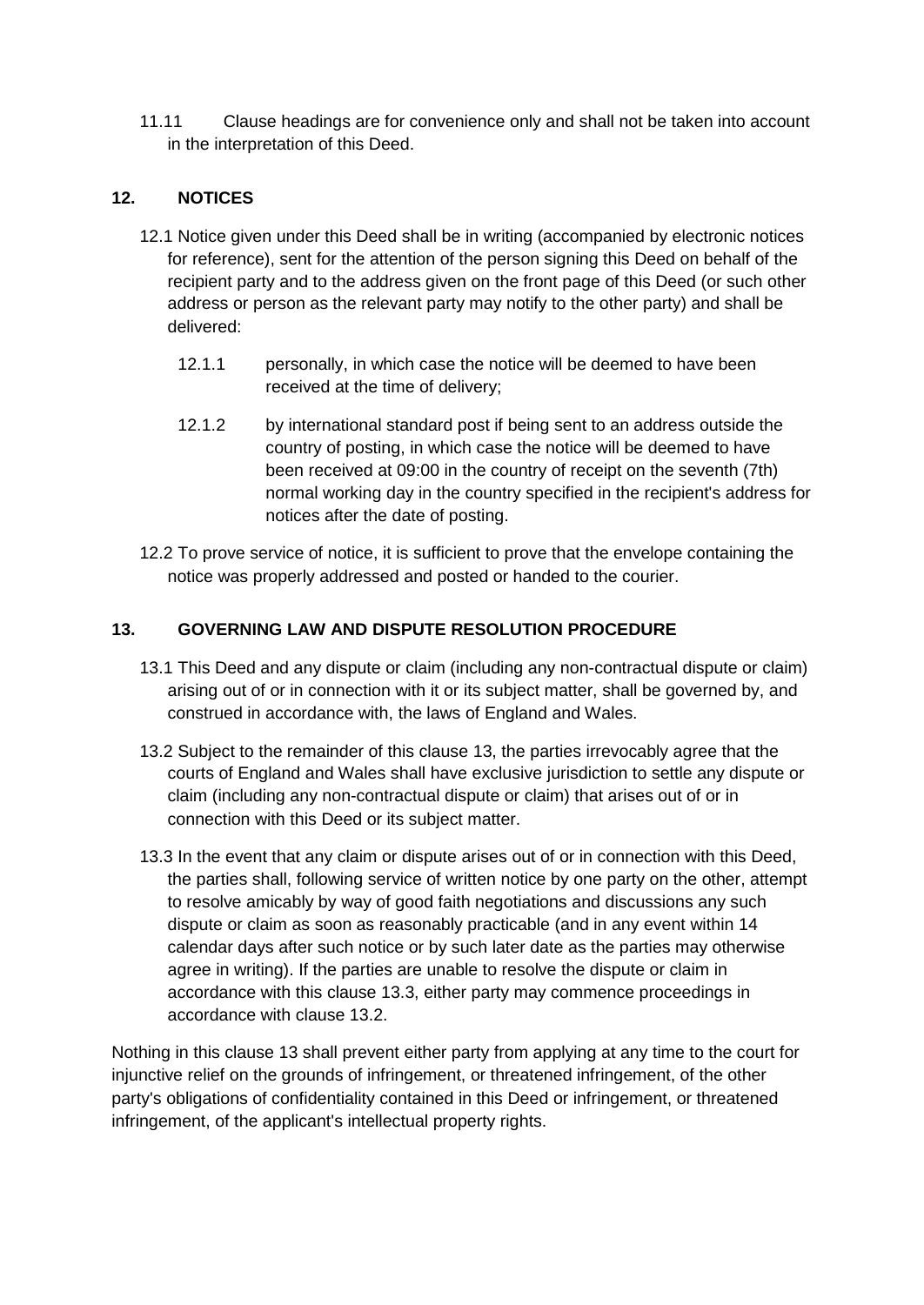11.11 Clause headings are for convenience only and shall not be taken into account in the interpretation of this Deed.

## 12. NOTICES

12.1 Notice given under this Deed shall be in writing (accompanied by electronic notices for reference), sent for the attention of the person signing this Deed on behalf of the recipient party and to the address given on the front page of this Deed (or such other address or person as the relevant party may notify to the other party) and shall be delivered:

12.1.1 personally, in which case the notice will be deemed to have been received at the time of delivery;

12.1.2 by international standard post if being sent to an address outside the country of posting, in which case the notice will be deemed to have been received at 09:00 in the country of receipt on the seventh (7th) normal working day in the country specified in the recipient's address for notices after the date of posting.

12.2 To prove service of notice, it is sufficient to prove that the envelope containing the notice was properly addressed and posted or handed to the courier.

## 13. GOVERNING LAW AND DISPUTE RESOLUTION PROCEDURE

13.1 This Deed and any dispute or claim (including any non-contractual dispute or claim) arising out of or in connection with it or its subject matter, shall be governed by, and construed in accordance with, the laws of England and Wales.

13.2 Subject to the remainder of this clause 13, the parties irrevocably agree that the courts of England and Wales shall have exclusive jurisdiction to settle any dispute or claim (including any non-contractual dispute or claim) that arises out of or in connection with this Deed or its subject matter.

13.3 In the event that any claim or dispute arises out of or in connection with this Deed, the parties shall, following service of written notice by one party on the other, attempt to resolve amicably by way of good faith negotiations and discussions any such dispute or claim as soon as reasonably practicable (and in any event within 14 calendar days after such notice or by such later date as the parties may otherwise agree in writing). If the parties are unable to resolve the dispute or claim in accordance with this clause 13.3, either party may commence proceedings in accordance with clause 13.2.

Nothing in this clause 13 shall prevent either party from applying at any time to the court for injunctive relief on the grounds of infringement, or threatened infringement, of the other party's obligations of confidentiality contained in this Deed or infringement, or threatened infringement, of the applicant's intellectual property rights.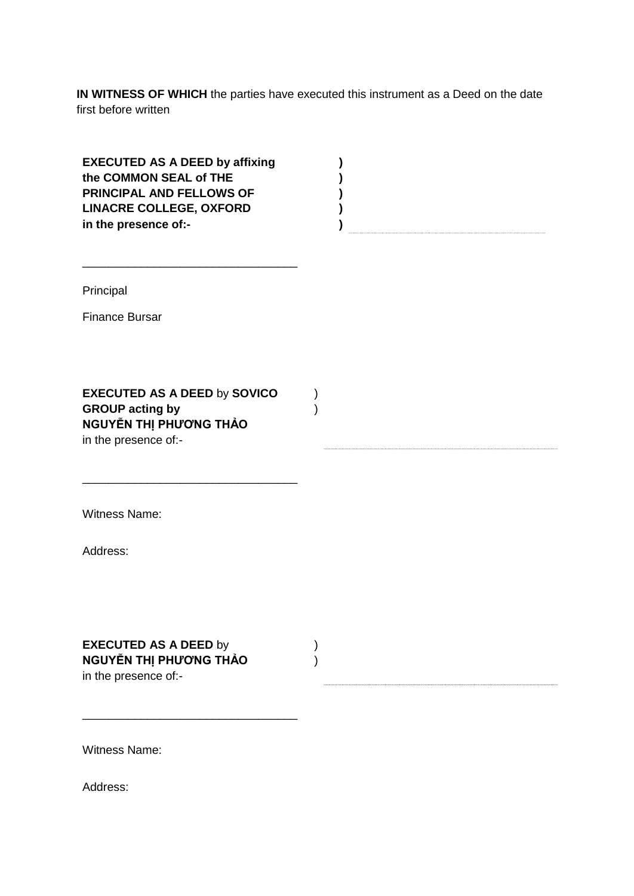**IN WITNESS OF WHICH** the parties have executed this instrument as a Deed on the date first before written

**EXECUTED AS A DEED by affixing the COMMON SEAL of THE PRINCIPAL AND FELLOWS OF LINACRE COLLEGE, OXFORD in the presence of:-** )
)
)
)
) ..............................................................

_________________________________

Principal

Finance Bursar

**EXECUTED AS A DEED** by **SOVICO GROUP acting by NGUYỄN THỊ PHƯƠNG THẢO** )
)
in the presence of:- ..............................................................

_________________________________

Witness Name:

Address:

**EXECUTED AS A DEED** by **NGUYỄN THỊ PHƯƠNG THẢO** )
)
in the presence of:- ..............................................................

_________________________________

Witness Name:

Address: